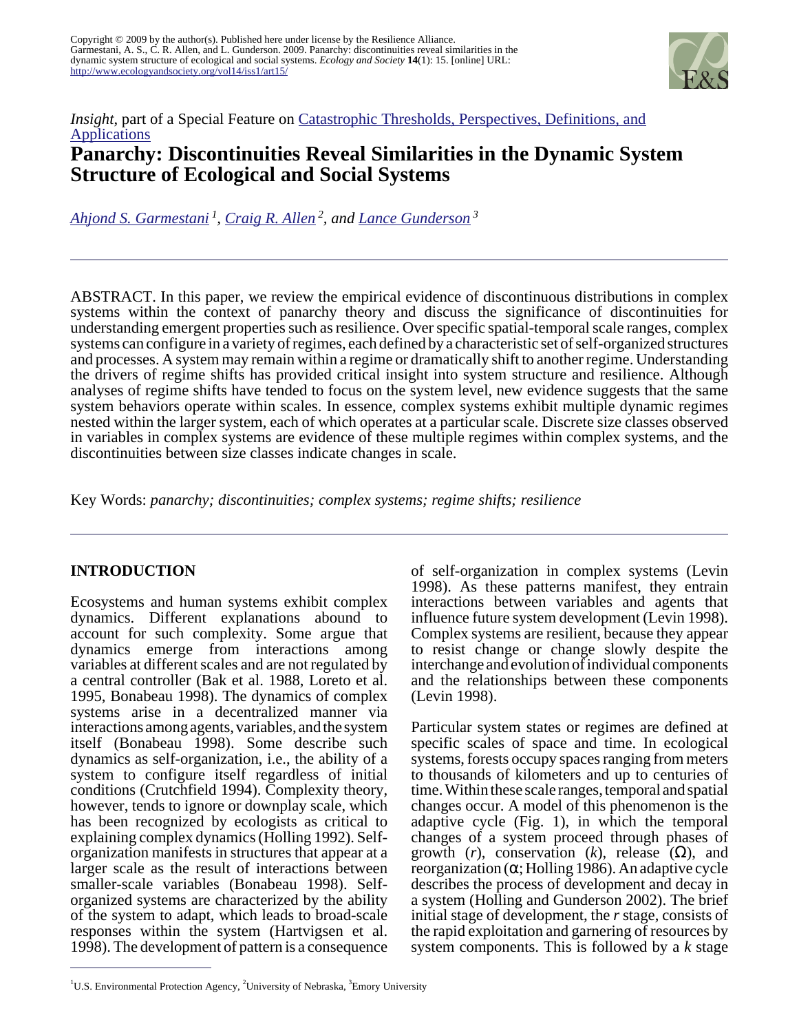Copyright © 2009 by the author(s). Published here under license by the Resilience Alliance.
Garmestani, A. S., C. R. Allen, and L. Gunderson. 2009. Panarchy: discontinuities reveal similarities in the dynamic system structure of ecological and social systems. *Ecology and Society* **14**(1): 15. [online] URL: http://www.ecologyandsociety.org/vol14/iss1/art15/

*Insight*, part of a Special Feature on Catastrophic Thresholds, Perspectives, Definitions, and Applications

# Panarchy: Discontinuities Reveal Similarities in the Dynamic System Structure of Ecological and Social Systems

*Ahjond S. Garmestani* [1], *Craig R. Allen* [2], *and Lance Gunderson* [3]

ABSTRACT. In this paper, we review the empirical evidence of discontinuous distributions in complex systems within the context of panarchy theory and discuss the significance of discontinuities for understanding emergent properties such as resilience. Over specific spatial-temporal scale ranges, complex systems can configure in a variety of regimes, each defined by a characteristic set of self-organized structures and processes. A system may remain within a regime or dramatically shift to another regime. Understanding the drivers of regime shifts has provided critical insight into system structure and resilience. Although analyses of regime shifts have tended to focus on the system level, new evidence suggests that the same system behaviors operate within scales. In essence, complex systems exhibit multiple dynamic regimes nested within the larger system, each of which operates at a particular scale. Discrete size classes observed in variables in complex systems are evidence of these multiple regimes within complex systems, and the discontinuities between size classes indicate changes in scale.

Key Words: *panarchy; discontinuities; complex systems; regime shifts; resilience*

## INTRODUCTION

Ecosystems and human systems exhibit complex dynamics. Different explanations abound to account for such complexity. Some argue that dynamics emerge from interactions among variables at different scales and are not regulated by a central controller (Bak et al. 1988, Loreto et al. 1995, Bonabeau 1998). The dynamics of complex systems arise in a decentralized manner via interactions among agents, variables, and the system itself (Bonabeau 1998). Some describe such dynamics as self-organization, i.e., the ability of a system to configure itself regardless of initial conditions (Crutchfield 1994). Complexity theory, however, tends to ignore or downplay scale, which has been recognized by ecologists as critical to explaining complex dynamics (Holling 1992). Self-organization manifests in structures that appear at a larger scale as the result of interactions between smaller-scale variables (Bonabeau 1998). Self-organized systems are characterized by the ability of the system to adapt, which leads to broad-scale responses within the system (Hartvigsen et al. 1998). The development of pattern is a consequence of self-organization in complex systems (Levin 1998). As these patterns manifest, they entrain interactions between variables and agents that influence future system development (Levin 1998). Complex systems are resilient, because they appear to resist change or change slowly despite the interchange and evolution of individual components and the relationships between these components (Levin 1998).

Particular system states or regimes are defined at specific scales of space and time. In ecological systems, forests occupy spaces ranging from meters to thousands of kilometers and up to centuries of time. Within these scale ranges, temporal and spatial changes occur. A model of this phenomenon is the adaptive cycle (Fig. 1), in which the temporal changes of a system proceed through phases of growth ($r$), conservation ($k$), release ($\Omega$), and reorganization ($\alpha$; Holling 1986). An adaptive cycle describes the process of development and decay in a system (Holling and Gunderson 2002). The brief initial stage of development, the $r$ stage, consists of the rapid exploitation and garnering of resources by system components. This is followed by a $k$ stage

[1] U.S. Environmental Protection Agency, [2] University of Nebraska, [3] Emory University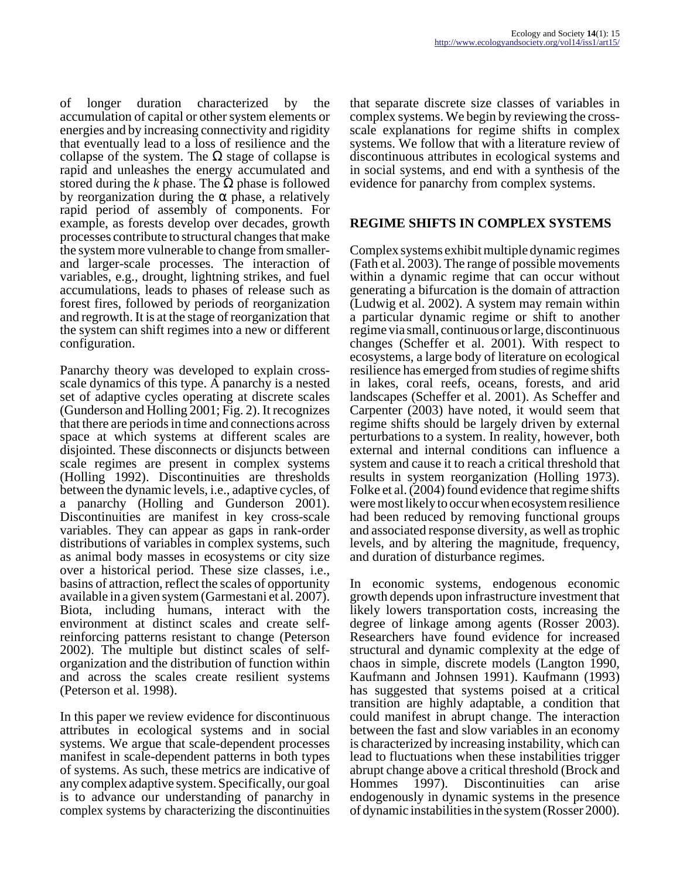of longer duration characterized by the accumulation of capital or other system elements or energies and by increasing connectivity and rigidity that eventually lead to a loss of resilience and the collapse of the system. The Ω stage of collapse is rapid and unleashes the energy accumulated and stored during the *k* phase. The Ω phase is followed by reorganization during the α phase, a relatively rapid period of assembly of components. For example, as forests develop over decades, growth processes contribute to structural changes that make the system more vulnerable to change from smaller- and larger-scale processes. The interaction of variables, e.g., drought, lightning strikes, and fuel accumulations, leads to phases of release such as forest fires, followed by periods of reorganization and regrowth. It is at the stage of reorganization that the system can shift regimes into a new or different configuration.

Panarchy theory was developed to explain cross-scale dynamics of this type. A panarchy is a nested set of adaptive cycles operating at discrete scales (Gunderson and Holling 2001; Fig. 2). It recognizes that there are periods in time and connections across space at which systems at different scales are disjointed. These disconnects or disjuncts between scale regimes are present in complex systems (Holling 1992). Discontinuities are thresholds between the dynamic levels, i.e., adaptive cycles, of a panarchy (Holling and Gunderson 2001). Discontinuities are manifest in key cross-scale variables. They can appear as gaps in rank-order distributions of variables in complex systems, such as animal body masses in ecosystems or city size over a historical period. These size classes, i.e., basins of attraction, reflect the scales of opportunity available in a given system (Garmestani et al. 2007). Biota, including humans, interact with the environment at distinct scales and create self-reinforcing patterns resistant to change (Peterson 2002). The multiple but distinct scales of self-organization and the distribution of function within and across the scales create resilient systems (Peterson et al. 1998).

In this paper we review evidence for discontinuous attributes in ecological systems and in social systems. We argue that scale-dependent processes manifest in scale-dependent patterns in both types of systems. As such, these metrics are indicative of any complex adaptive system. Specifically, our goal is to advance our understanding of panarchy in complex systems by characterizing the discontinuities that separate discrete size classes of variables in complex systems. We begin by reviewing the cross-scale explanations for regime shifts in complex systems. We follow that with a literature review of discontinuous attributes in ecological systems and in social systems, and end with a synthesis of the evidence for panarchy from complex systems.

## REGIME SHIFTS IN COMPLEX SYSTEMS

Complex systems exhibit multiple dynamic regimes (Fath et al. 2003). The range of possible movements within a dynamic regime that can occur without generating a bifurcation is the domain of attraction (Ludwig et al. 2002). A system may remain within a particular dynamic regime or shift to another regime via small, continuous or large, discontinuous changes (Scheffer et al. 2001). With respect to ecosystems, a large body of literature on ecological resilience has emerged from studies of regime shifts in lakes, coral reefs, oceans, forests, and arid landscapes (Scheffer et al. 2001). As Scheffer and Carpenter (2003) have noted, it would seem that regime shifts should be largely driven by external perturbations to a system. In reality, however, both external and internal conditions can influence a system and cause it to reach a critical threshold that results in system reorganization (Holling 1973). Folke et al. (2004) found evidence that regime shifts were most likely to occur when ecosystem resilience had been reduced by removing functional groups and associated response diversity, as well as trophic levels, and by altering the magnitude, frequency, and duration of disturbance regimes.

In economic systems, endogenous economic growth depends upon infrastructure investment that likely lowers transportation costs, increasing the degree of linkage among agents (Rosser 2003). Researchers have found evidence for increased structural and dynamic complexity at the edge of chaos in simple, discrete models (Langton 1990, Kaufmann and Johnsen 1991). Kaufmann (1993) has suggested that systems poised at a critical transition are highly adaptable, a condition that could manifest in abrupt change. The interaction between the fast and slow variables in an economy is characterized by increasing instability, which can lead to fluctuations when these instabilities trigger abrupt change above a critical threshold (Brock and Hommes 1997). Discontinuities can arise endogenously in dynamic systems in the presence of dynamic instabilities in the system (Rosser 2000).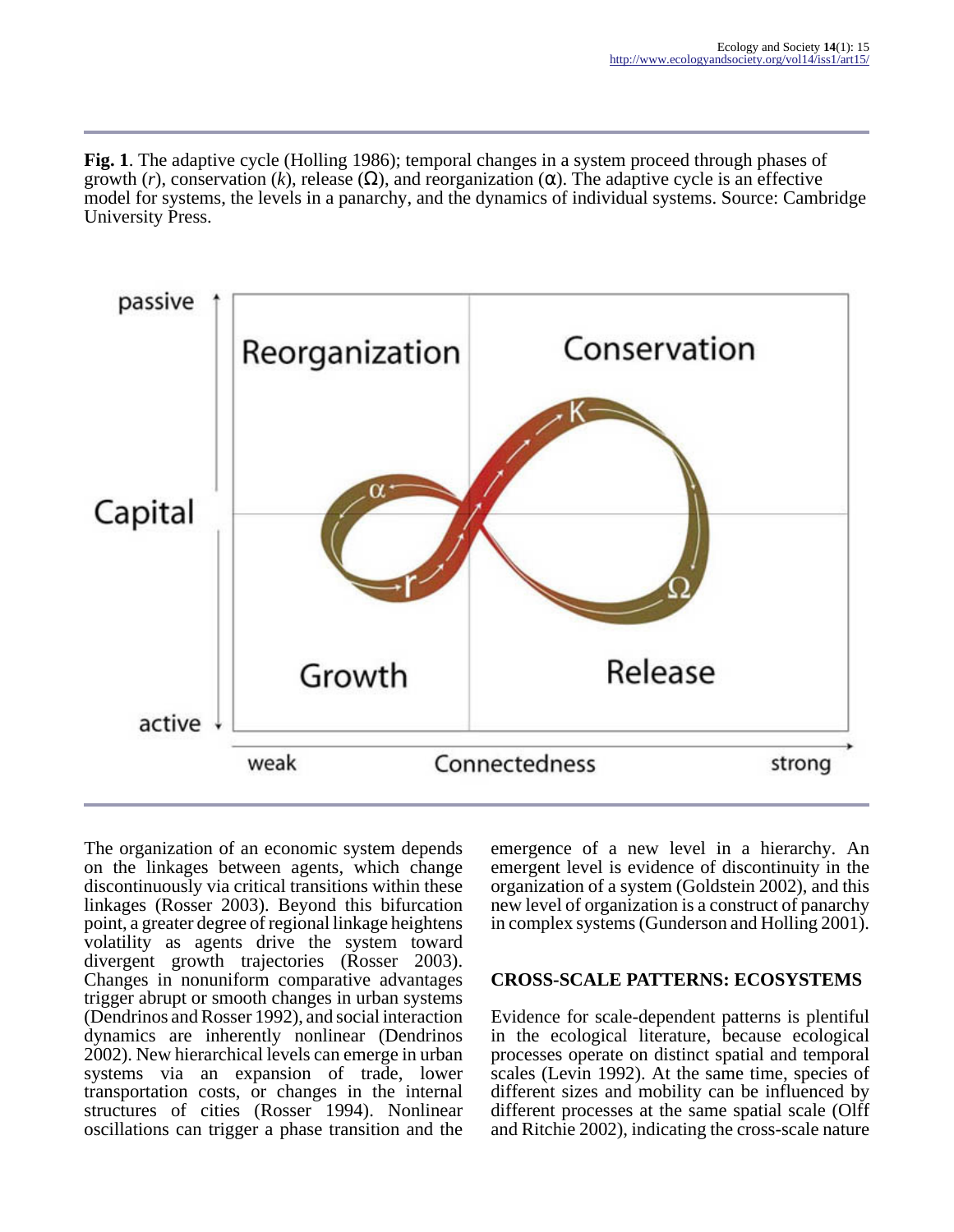**Fig. 1**. The adaptive cycle (Holling 1986); temporal changes in a system proceed through phases of growth ($r$), conservation ($k$), release ($\Omega$), and reorganization ($\alpha$). The adaptive cycle is an effective model for systems, the levels in a panarchy, and the dynamics of individual systems. Source: Cambridge University Press.

The organization of an economic system depends on the linkages between agents, which change discontinuously via critical transitions within these linkages (Rosser 2003). Beyond this bifurcation point, a greater degree of regional linkage heightens volatility as agents drive the system toward divergent growth trajectories (Rosser 2003). Changes in nonuniform comparative advantages trigger abrupt or smooth changes in urban systems (Dendrinos and Rosser 1992), and social interaction dynamics are inherently nonlinear (Dendrinos 2002). New hierarchical levels can emerge in urban systems via an expansion of trade, lower transportation costs, or changes in the internal structures of cities (Rosser 1994). Nonlinear oscillations can trigger a phase transition and the emergence of a new level in a hierarchy. An emergent level is evidence of discontinuity in the organization of a system (Goldstein 2002), and this new level of organization is a construct of panarchy in complex systems (Gunderson and Holling 2001).

## CROSS-SCALE PATTERNS: ECOSYSTEMS

Evidence for scale-dependent patterns is plentiful in the ecological literature, because ecological processes operate on distinct spatial and temporal scales (Levin 1992). At the same time, species of different sizes and mobility can be influenced by different processes at the same spatial scale (Olff and Ritchie 2002), indicating the cross-scale nature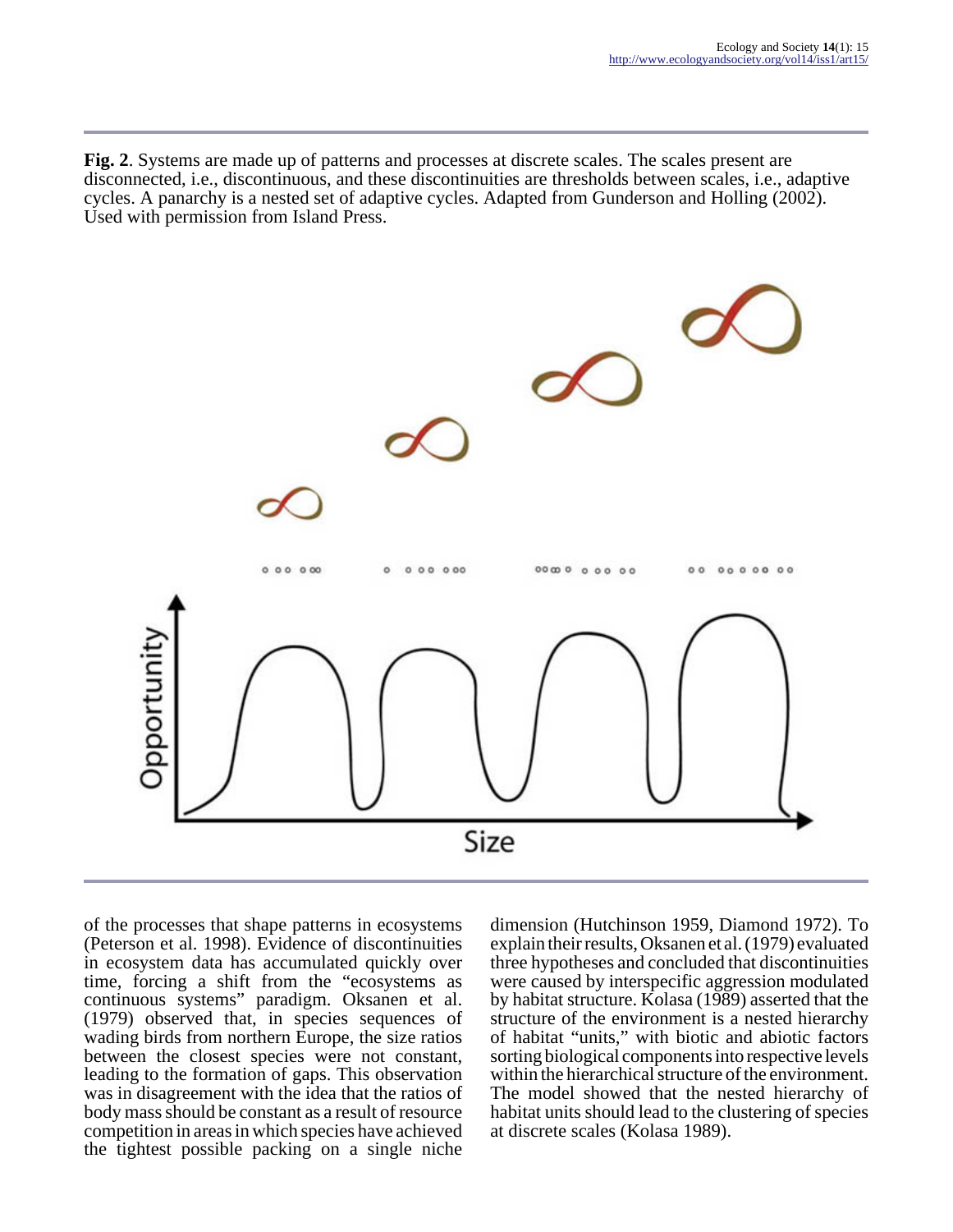**Fig. 2**. Systems are made up of patterns and processes at discrete scales. The scales present are disconnected, i.e., discontinuous, and these discontinuities are thresholds between scales, i.e., adaptive cycles. A panarchy is a nested set of adaptive cycles. Adapted from Gunderson and Holling (2002). Used with permission from Island Press.

of the processes that shape patterns in ecosystems (Peterson et al. 1998). Evidence of discontinuities in ecosystem data has accumulated quickly over time, forcing a shift from the "ecosystems as continuous systems" paradigm. Oksanen et al. (1979) observed that, in species sequences of wading birds from northern Europe, the size ratios between the closest species were not constant, leading to the formation of gaps. This observation was in disagreement with the idea that the ratios of body mass should be constant as a result of resource competition in areas in which species have achieved the tightest possible packing on a single niche dimension (Hutchinson 1959, Diamond 1972). To explain their results, Oksanen et al. (1979) evaluated three hypotheses and concluded that discontinuities were caused by interspecific aggression modulated by habitat structure. Kolasa (1989) asserted that the structure of the environment is a nested hierarchy of habitat "units," with biotic and abiotic factors sorting biological components into respective levels within the hierarchical structure of the environment. The model showed that the nested hierarchy of habitat units should lead to the clustering of species at discrete scales (Kolasa 1989).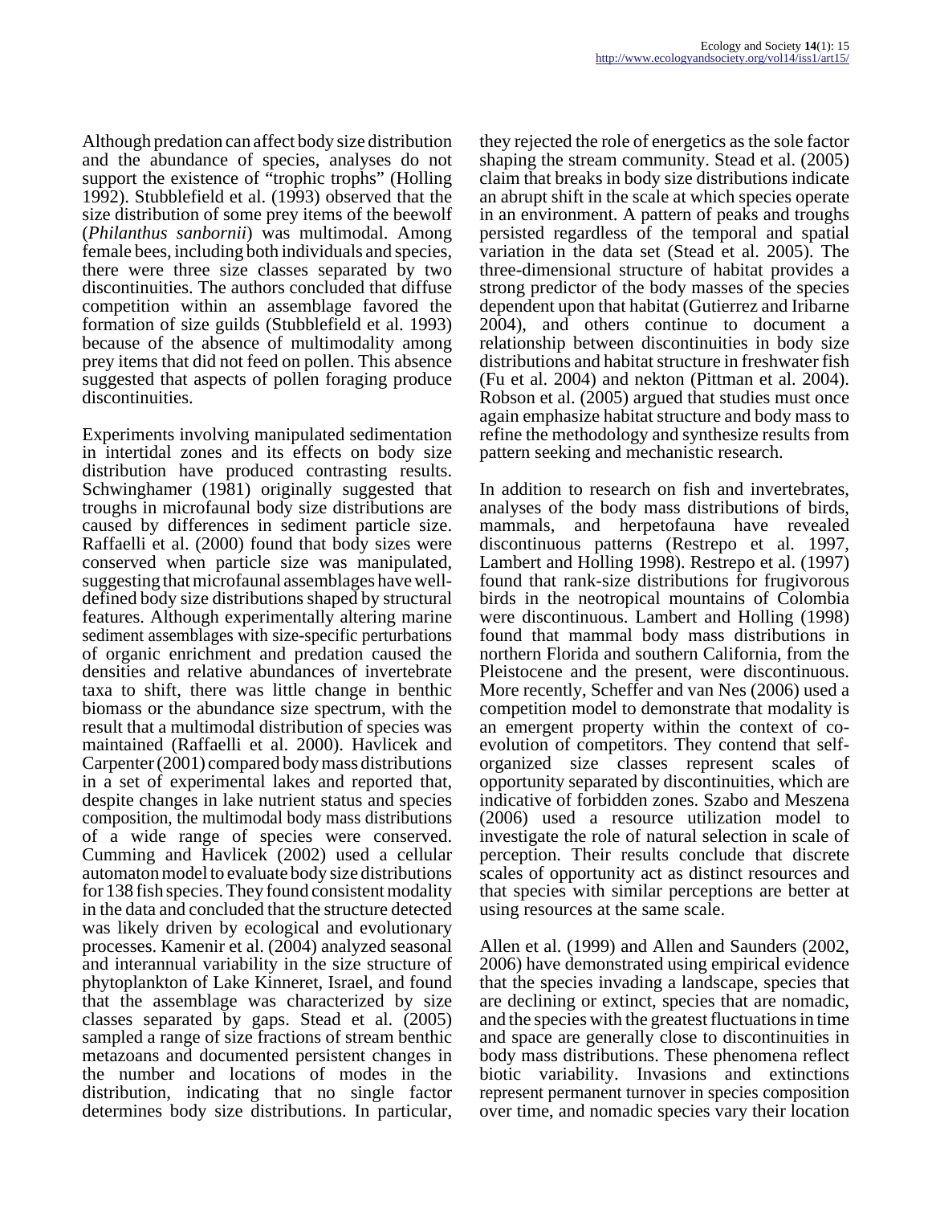Although predation can affect body size distribution and the abundance of species, analyses do not support the existence of "trophic trophs" (Holling 1992). Stubblefield et al. (1993) observed that the size distribution of some prey items of the beewolf (*Philanthus sanbornii*) was multimodal. Among female bees, including both individuals and species, there were three size classes separated by two discontinuities. The authors concluded that diffuse competition within an assemblage favored the formation of size guilds (Stubblefield et al. 1993) because of the absence of multimodality among prey items that did not feed on pollen. This absence suggested that aspects of pollen foraging produce discontinuities.

Experiments involving manipulated sedimentation in intertidal zones and its effects on body size distribution have produced contrasting results. Schwinghamer (1981) originally suggested that troughs in microfaunal body size distributions are caused by differences in sediment particle size. Raffaelli et al. (2000) found that body sizes were conserved when particle size was manipulated, suggesting that microfaunal assemblages have well-defined body size distributions shaped by structural features. Although experimentally altering marine sediment assemblages with size-specific perturbations of organic enrichment and predation caused the densities and relative abundances of invertebrate taxa to shift, there was little change in benthic biomass or the abundance size spectrum, with the result that a multimodal distribution of species was maintained (Raffaelli et al. 2000). Havlicek and Carpenter (2001) compared body mass distributions in a set of experimental lakes and reported that, despite changes in lake nutrient status and species composition, the multimodal body mass distributions of a wide range of species were conserved. Cumming and Havlicek (2002) used a cellular automaton model to evaluate body size distributions for 138 fish species. They found consistent modality in the data and concluded that the structure detected was likely driven by ecological and evolutionary processes. Kamenir et al. (2004) analyzed seasonal and interannual variability in the size structure of phytoplankton of Lake Kinneret, Israel, and found that the assemblage was characterized by size classes separated by gaps. Stead et al. (2005) sampled a range of size fractions of stream benthic metazoans and documented persistent changes in the number and locations of modes in the distribution, indicating that no single factor determines body size distributions. In particular, they rejected the role of energetics as the sole factor shaping the stream community. Stead et al. (2005) claim that breaks in body size distributions indicate an abrupt shift in the scale at which species operate in an environment. A pattern of peaks and troughs persisted regardless of the temporal and spatial variation in the data set (Stead et al. 2005). The three-dimensional structure of habitat provides a strong predictor of the body masses of the species dependent upon that habitat (Gutierrez and Iribarne 2004), and others continue to document a relationship between discontinuities in body size distributions and habitat structure in freshwater fish (Fu et al. 2004) and nekton (Pittman et al. 2004). Robson et al. (2005) argued that studies must once again emphasize habitat structure and body mass to refine the methodology and synthesize results from pattern seeking and mechanistic research.

In addition to research on fish and invertebrates, analyses of the body mass distributions of birds, mammals, and herpetofauna have revealed discontinuous patterns (Restrepo et al. 1997, Lambert and Holling 1998). Restrepo et al. (1997) found that rank-size distributions for frugivorous birds in the neotropical mountains of Colombia were discontinuous. Lambert and Holling (1998) found that mammal body mass distributions in northern Florida and southern California, from the Pleistocene and the present, were discontinuous. More recently, Scheffer and van Nes (2006) used a competition model to demonstrate that modality is an emergent property within the context of co-evolution of competitors. They contend that self-organized size classes represent scales of opportunity separated by discontinuities, which are indicative of forbidden zones. Szabo and Meszena (2006) used a resource utilization model to investigate the role of natural selection in scale of perception. Their results conclude that discrete scales of opportunity act as distinct resources and that species with similar perceptions are better at using resources at the same scale.

Allen et al. (1999) and Allen and Saunders (2002, 2006) have demonstrated using empirical evidence that the species invading a landscape, species that are declining or extinct, species that are nomadic, and the species with the greatest fluctuations in time and space are generally close to discontinuities in body mass distributions. These phenomena reflect biotic variability. Invasions and extinctions represent permanent turnover in species composition over time, and nomadic species vary their location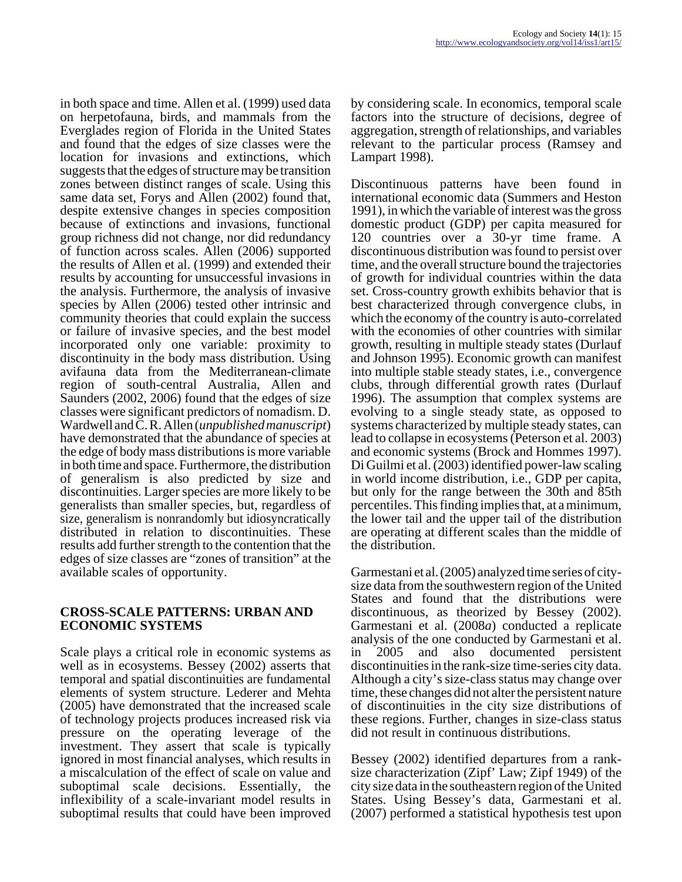in both space and time. Allen et al. (1999) used data on herpetofauna, birds, and mammals from the Everglades region of Florida in the United States and found that the edges of size classes were the location for invasions and extinctions, which suggests that the edges of structure may be transition zones between distinct ranges of scale. Using this same data set, Forys and Allen (2002) found that, despite extensive changes in species composition because of extinctions and invasions, functional group richness did not change, nor did redundancy of function across scales. Allen (2006) supported the results of Allen et al. (1999) and extended their results by accounting for unsuccessful invasions in the analysis. Furthermore, the analysis of invasive species by Allen (2006) tested other intrinsic and community theories that could explain the success or failure of invasive species, and the best model incorporated only one variable: proximity to discontinuity in the body mass distribution. Using avifauna data from the Mediterranean-climate region of south-central Australia, Allen and Saunders (2002, 2006) found that the edges of size classes were significant predictors of nomadism. D. Wardwell and C. R. Allen (*unpublished manuscript*) have demonstrated that the abundance of species at the edge of body mass distributions is more variable in both time and space. Furthermore, the distribution of generalism is also predicted by size and discontinuities. Larger species are more likely to be generalists than smaller species, but, regardless of size, generalism is nonrandomly but idiosyncratically distributed in relation to discontinuities. These results add further strength to the contention that the edges of size classes are "zones of transition" at the available scales of opportunity.

## CROSS-SCALE PATTERNS: URBAN AND ECONOMIC SYSTEMS

Scale plays a critical role in economic systems as well as in ecosystems. Bessey (2002) asserts that temporal and spatial discontinuities are fundamental elements of system structure. Lederer and Mehta (2005) have demonstrated that the increased scale of technology projects produces increased risk via pressure on the operating leverage of the investment. They assert that scale is typically ignored in most financial analyses, which results in a miscalculation of the effect of scale on value and suboptimal scale decisions. Essentially, the inflexibility of a scale-invariant model results in suboptimal results that could have been improved by considering scale. In economics, temporal scale factors into the structure of decisions, degree of aggregation, strength of relationships, and variables relevant to the particular process (Ramsey and Lampart 1998).

Discontinuous patterns have been found in international economic data (Summers and Heston 1991), in which the variable of interest was the gross domestic product (GDP) per capita measured for 120 countries over a 30-yr time frame. A discontinuous distribution was found to persist over time, and the overall structure bound the trajectories of growth for individual countries within the data set. Cross-country growth exhibits behavior that is best characterized through convergence clubs, in which the economy of the country is auto-correlated with the economies of other countries with similar growth, resulting in multiple steady states (Durlauf and Johnson 1995). Economic growth can manifest into multiple stable steady states, i.e., convergence clubs, through differential growth rates (Durlauf 1996). The assumption that complex systems are evolving to a single steady state, as opposed to systems characterized by multiple steady states, can lead to collapse in ecosystems (Peterson et al. 2003) and economic systems (Brock and Hommes 1997). Di Guilmi et al. (2003) identified power-law scaling in world income distribution, i.e., GDP per capita, but only for the range between the 30th and 85th percentiles. This finding implies that, at a minimum, the lower tail and the upper tail of the distribution are operating at different scales than the middle of the distribution.

Garmestani et al. (2005) analyzed time series of city-size data from the southwestern region of the United States and found that the distributions were discontinuous, as theorized by Bessey (2002). Garmestani et al. (2008*a*) conducted a replicate analysis of the one conducted by Garmestani et al. in 2005 and also documented persistent discontinuities in the rank-size time-series city data. Although a city's size-class status may change over time, these changes did not alter the persistent nature of discontinuities in the city size distributions of these regions. Further, changes in size-class status did not result in continuous distributions.

Bessey (2002) identified departures from a rank-size characterization (Zipf' Law; Zipf 1949) of the city size data in the southeastern region of the United States. Using Bessey's data, Garmestani et al. (2007) performed a statistical hypothesis test upon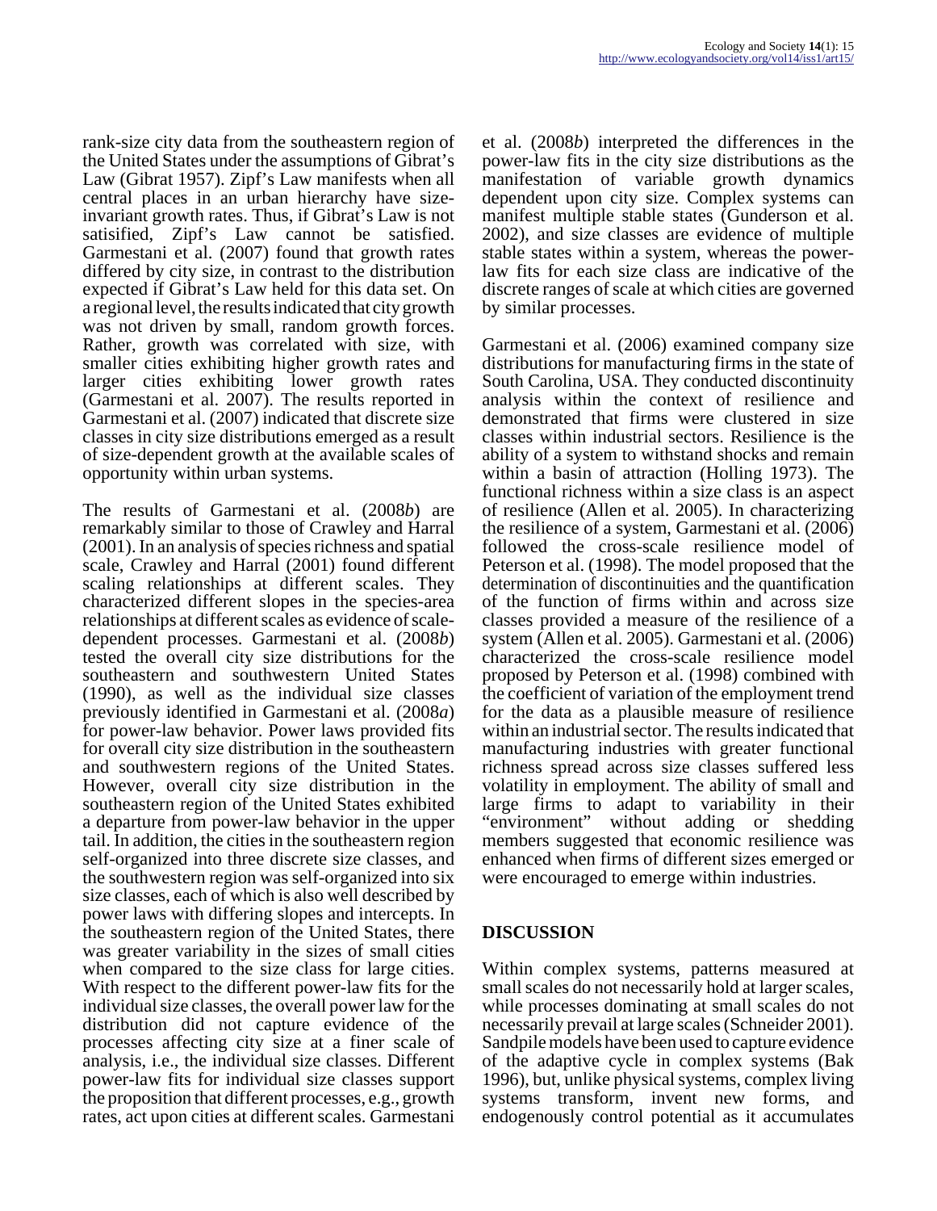rank-size city data from the southeastern region of the United States under the assumptions of Gibrat's Law (Gibrat 1957). Zipf's Law manifests when all central places in an urban hierarchy have size-invariant growth rates. Thus, if Gibrat's Law is not satisified, Zipf's Law cannot be satisfied. Garmestani et al. (2007) found that growth rates differed by city size, in contrast to the distribution expected if Gibrat's Law held for this data set. On a regional level, the results indicated that city growth was not driven by small, random growth forces. Rather, growth was correlated with size, with smaller cities exhibiting higher growth rates and larger cities exhibiting lower growth rates (Garmestani et al. 2007). The results reported in Garmestani et al. (2007) indicated that discrete size classes in city size distributions emerged as a result of size-dependent growth at the available scales of opportunity within urban systems.

The results of Garmestani et al. (2008*b*) are remarkably similar to those of Crawley and Harral (2001). In an analysis of species richness and spatial scale, Crawley and Harral (2001) found different scaling relationships at different scales. They characterized different slopes in the species-area relationships at different scales as evidence of scale-dependent processes. Garmestani et al. (2008*b*) tested the overall city size distributions for the southeastern and southwestern United States (1990), as well as the individual size classes previously identified in Garmestani et al. (2008*a*) for power-law behavior. Power laws provided fits for overall city size distribution in the southeastern and southwestern regions of the United States. However, overall city size distribution in the southeastern region of the United States exhibited a departure from power-law behavior in the upper tail. In addition, the cities in the southeastern region self-organized into three discrete size classes, and the southwestern region was self-organized into six size classes, each of which is also well described by power laws with differing slopes and intercepts. In the southeastern region of the United States, there was greater variability in the sizes of small cities when compared to the size class for large cities. With respect to the different power-law fits for the individual size classes, the overall power law for the distribution did not capture evidence of the processes affecting city size at a finer scale of analysis, i.e., the individual size classes. Different power-law fits for individual size classes support the proposition that different processes, e.g., growth rates, act upon cities at different scales. Garmestani et al. (2008*b*) interpreted the differences in the power-law fits in the city size distributions as the manifestation of variable growth dynamics dependent upon city size. Complex systems can manifest multiple stable states (Gunderson et al. 2002), and size classes are evidence of multiple stable states within a system, whereas the power-law fits for each size class are indicative of the discrete ranges of scale at which cities are governed by similar processes.

Garmestani et al. (2006) examined company size distributions for manufacturing firms in the state of South Carolina, USA. They conducted discontinuity analysis within the context of resilience and demonstrated that firms were clustered in size classes within industrial sectors. Resilience is the ability of a system to withstand shocks and remain within a basin of attraction (Holling 1973). The functional richness within a size class is an aspect of resilience (Allen et al. 2005). In characterizing the resilience of a system, Garmestani et al. (2006) followed the cross-scale resilience model of Peterson et al. (1998). The model proposed that the determination of discontinuities and the quantification of the function of firms within and across size classes provided a measure of the resilience of a system (Allen et al. 2005). Garmestani et al. (2006) characterized the cross-scale resilience model proposed by Peterson et al. (1998) combined with the coefficient of variation of the employment trend for the data as a plausible measure of resilience within an industrial sector. The results indicated that manufacturing industries with greater functional richness spread across size classes suffered less volatility in employment. The ability of small and large firms to adapt to variability in their "environment" without adding or shedding members suggested that economic resilience was enhanced when firms of different sizes emerged or were encouraged to emerge within industries.

## DISCUSSION

Within complex systems, patterns measured at small scales do not necessarily hold at larger scales, while processes dominating at small scales do not necessarily prevail at large scales (Schneider 2001). Sandpile models have been used to capture evidence of the adaptive cycle in complex systems (Bak 1996), but, unlike physical systems, complex living systems transform, invent new forms, and endogenously control potential as it accumulates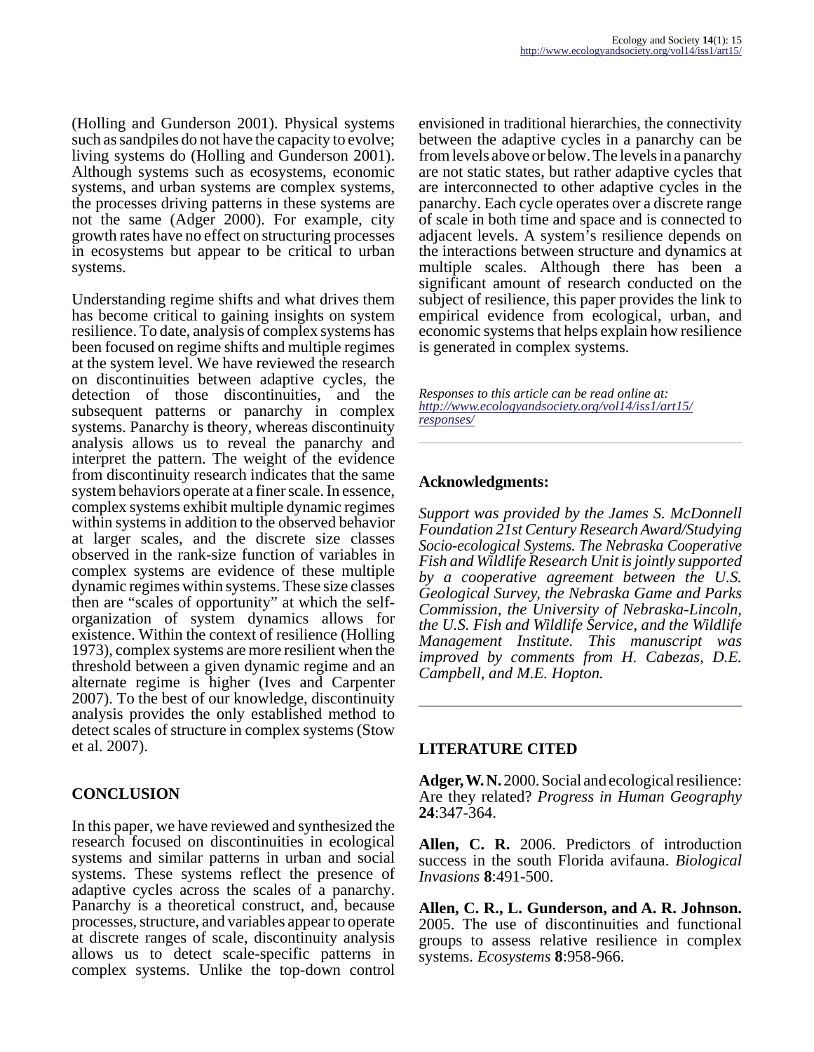(Holling and Gunderson 2001). Physical systems such as sandpiles do not have the capacity to evolve; living systems do (Holling and Gunderson 2001). Although systems such as ecosystems, economic systems, and urban systems are complex systems, the processes driving patterns in these systems are not the same (Adger 2000). For example, city growth rates have no effect on structuring processes in ecosystems but appear to be critical to urban systems.

Understanding regime shifts and what drives them has become critical to gaining insights on system resilience. To date, analysis of complex systems has been focused on regime shifts and multiple regimes at the system level. We have reviewed the research on discontinuities between adaptive cycles, the detection of those discontinuities, and the subsequent patterns or panarchy in complex systems. Panarchy is theory, whereas discontinuity analysis allows us to reveal the panarchy and interpret the pattern. The weight of the evidence from discontinuity research indicates that the same system behaviors operate at a finer scale. In essence, complex systems exhibit multiple dynamic regimes within systems in addition to the observed behavior at larger scales, and the discrete size classes observed in the rank-size function of variables in complex systems are evidence of these multiple dynamic regimes within systems. These size classes then are "scales of opportunity" at which the self-organization of system dynamics allows for existence. Within the context of resilience (Holling 1973), complex systems are more resilient when the threshold between a given dynamic regime and an alternate regime is higher (Ives and Carpenter 2007). To the best of our knowledge, discontinuity analysis provides the only established method to detect scales of structure in complex systems (Stow et al. 2007).

## CONCLUSION

In this paper, we have reviewed and synthesized the research focused on discontinuities in ecological systems and similar patterns in urban and social systems. These systems reflect the presence of adaptive cycles across the scales of a panarchy. Panarchy is a theoretical construct, and, because processes, structure, and variables appear to operate at discrete ranges of scale, discontinuity analysis allows us to detect scale-specific patterns in complex systems. Unlike the top-down control envisioned in traditional hierarchies, the connectivity between the adaptive cycles in a panarchy can be from levels above or below. The levels in a panarchy are not static states, but rather adaptive cycles that are interconnected to other adaptive cycles in the panarchy. Each cycle operates over a discrete range of scale in both time and space and is connected to adjacent levels. A system's resilience depends on the interactions between structure and dynamics at multiple scales. Although there has been a significant amount of research conducted on the subject of resilience, this paper provides the link to empirical evidence from ecological, urban, and economic systems that helps explain how resilience is generated in complex systems.

*Responses to this article can be read online at:* *http://www.ecologyandsociety.org/vol14/iss1/art15/responses/*

### Acknowledgments:

*Support was provided by the James S. McDonnell Foundation 21st Century Research Award/Studying Socio-ecological Systems. The Nebraska Cooperative Fish and Wildlife Research Unit is jointly supported by a cooperative agreement between the U.S. Geological Survey, the Nebraska Game and Parks Commission, the University of Nebraska-Lincoln, the U.S. Fish and Wildlife Service, and the Wildlife Management Institute. This manuscript was improved by comments from H. Cabezas, D.E. Campbell, and M.E. Hopton.*

## LITERATURE CITED

**Adger, W. N.** 2000. Social and ecological resilience: Are they related? *Progress in Human Geography* **24**:347-364.

**Allen, C. R.** 2006. Predictors of introduction success in the south Florida avifauna. *Biological Invasions* **8**:491-500.

**Allen, C. R., L. Gunderson, and A. R. Johnson.** 2005. The use of discontinuities and functional groups to assess relative resilience in complex systems. *Ecosystems* **8**:958-966.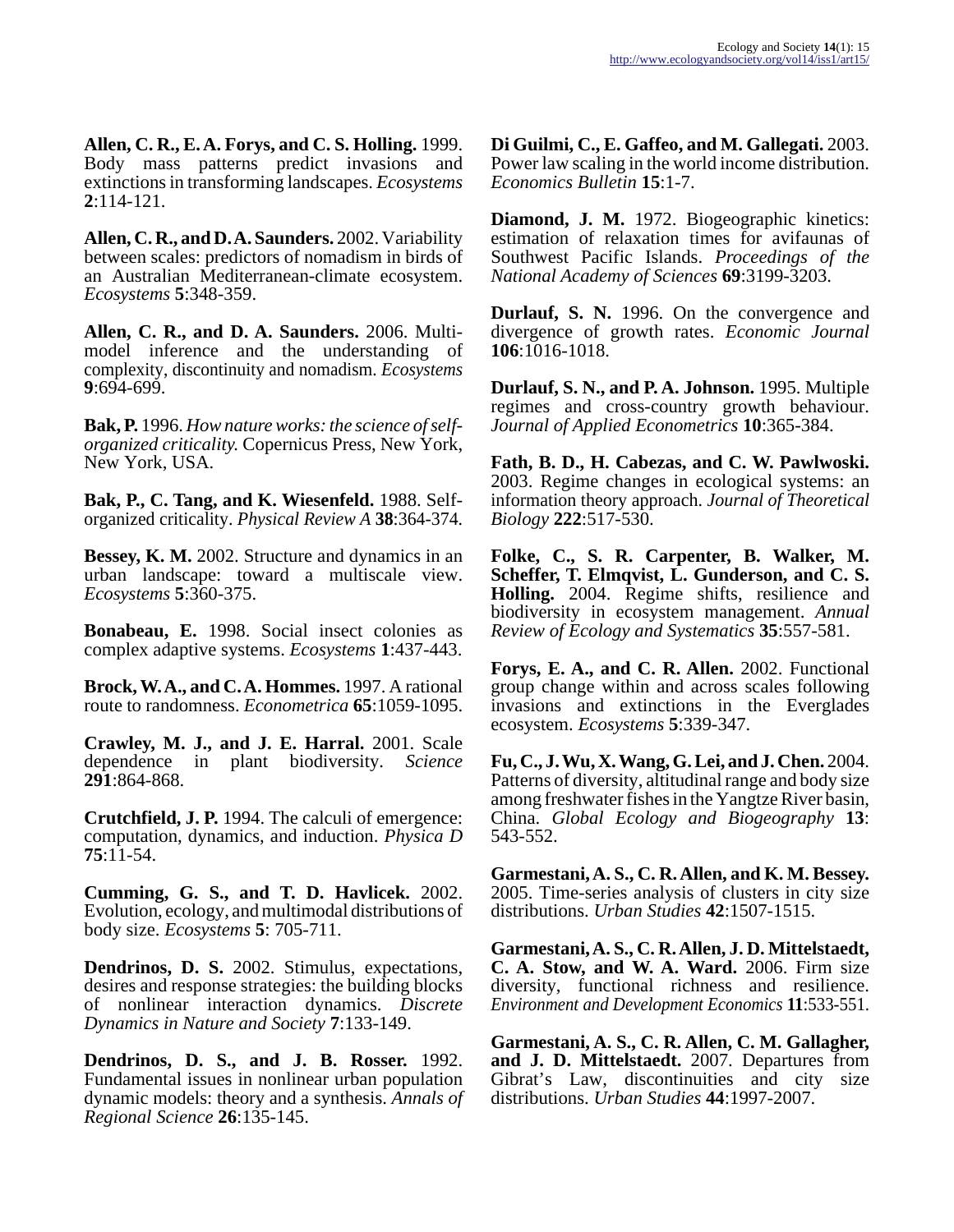**Allen, C. R., E. A. Forys, and C. S. Holling.** 1999. Body mass patterns predict invasions and extinctions in transforming landscapes. *Ecosystems* **2**:114-121.

**Allen, C. R., and D. A. Saunders.** 2002. Variability between scales: predictors of nomadism in birds of an Australian Mediterranean-climate ecosystem. *Ecosystems* **5**:348-359.

**Allen, C. R., and D. A. Saunders.** 2006. Multi-model inference and the understanding of complexity, discontinuity and nomadism. *Ecosystems* **9**:694-699.

**Bak, P.** 1996. *How nature works: the science of self-organized criticality.* Copernicus Press, New York, New York, USA.

**Bak, P., C. Tang, and K. Wiesenfeld.** 1988. Self-organized criticality. *Physical Review A* **38**:364-374.

**Bessey, K. M.** 2002. Structure and dynamics in an urban landscape: toward a multiscale view. *Ecosystems* **5**:360-375.

**Bonabeau, E.** 1998. Social insect colonies as complex adaptive systems. *Ecosystems* **1**:437-443.

**Brock, W. A., and C. A. Hommes.** 1997. A rational route to randomness. *Econometrica* **65**:1059-1095.

**Crawley, M. J., and J. E. Harral.** 2001. Scale dependence in plant biodiversity. *Science* **291**:864-868.

**Crutchfield, J. P.** 1994. The calculi of emergence: computation, dynamics, and induction. *Physica D* **75**:11-54.

**Cumming, G. S., and T. D. Havlicek.** 2002. Evolution, ecology, and multimodal distributions of body size. *Ecosystems* **5**: 705-711.

**Dendrinos, D. S.** 2002. Stimulus, expectations, desires and response strategies: the building blocks of nonlinear interaction dynamics. *Discrete Dynamics in Nature and Society* **7**:133-149.

**Dendrinos, D. S., and J. B. Rosser.** 1992. Fundamental issues in nonlinear urban population dynamic models: theory and a synthesis. *Annals of Regional Science* **26**:135-145.

**Di Guilmi, C., E. Gaffeo, and M. Gallegati.** 2003. Power law scaling in the world income distribution. *Economics Bulletin* **15**:1-7.

**Diamond, J. M.** 1972. Biogeographic kinetics: estimation of relaxation times for avifaunas of Southwest Pacific Islands. *Proceedings of the National Academy of Sciences* **69**:3199-3203.

**Durlauf, S. N.** 1996. On the convergence and divergence of growth rates. *Economic Journal* **106**:1016-1018.

**Durlauf, S. N., and P. A. Johnson.** 1995. Multiple regimes and cross-country growth behaviour. *Journal of Applied Econometrics* **10**:365-384.

**Fath, B. D., H. Cabezas, and C. W. Pawlwoski.** 2003. Regime changes in ecological systems: an information theory approach. *Journal of Theoretical Biology* **222**:517-530.

**Folke, C., S. R. Carpenter, B. Walker, M. Scheffer, T. Elmqvist, L. Gunderson, and C. S. Holling.** 2004. Regime shifts, resilience and biodiversity in ecosystem management. *Annual Review of Ecology and Systematics* **35**:557-581.

**Forys, E. A., and C. R. Allen.** 2002. Functional group change within and across scales following invasions and extinctions in the Everglades ecosystem. *Ecosystems* **5**:339-347.

**Fu, C., J. Wu, X. Wang, G. Lei, and J. Chen.** 2004. Patterns of diversity, altitudinal range and body size among freshwater fishes in the Yangtze River basin, China. *Global Ecology and Biogeography* **13**: 543-552.

**Garmestani, A. S., C. R. Allen, and K. M. Bessey.** 2005. Time-series analysis of clusters in city size distributions. *Urban Studies* **42**:1507-1515.

**Garmestani, A. S., C. R. Allen, J. D. Mittelstaedt, C. A. Stow, and W. A. Ward.** 2006. Firm size diversity, functional richness and resilience. *Environment and Development Economics* **11**:533-551.

**Garmestani, A. S., C. R. Allen, C. M. Gallagher, and J. D. Mittelstaedt.** 2007. Departures from Gibrat's Law, discontinuities and city size distributions. *Urban Studies* **44**:1997-2007.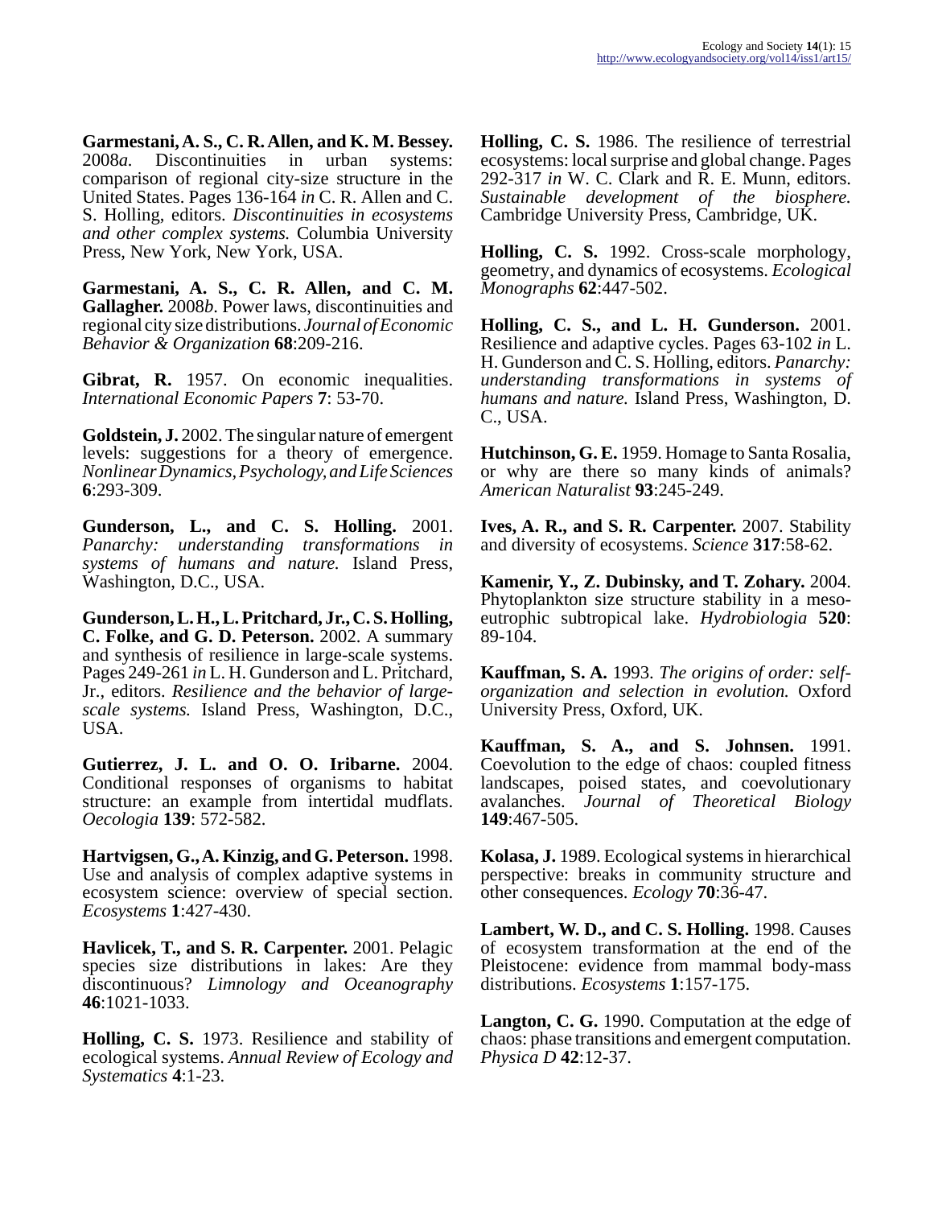**Garmestani, A. S., C. R. Allen, and K. M. Bessey.** 2008*a*. Discontinuities in urban systems: comparison of regional city-size structure in the United States. Pages 136-164 *in* C. R. Allen and C. S. Holling, editors. *Discontinuities in ecosystems and other complex systems.* Columbia University Press, New York, New York, USA.

**Garmestani, A. S., C. R. Allen, and C. M. Gallagher.** 2008*b*. Power laws, discontinuities and regional city size distributions. *Journal of Economic Behavior & Organization* **68**:209-216.

**Gibrat, R.** 1957. On economic inequalities. *International Economic Papers* **7**: 53-70.

**Goldstein, J.** 2002. The singular nature of emergent levels: suggestions for a theory of emergence. *Nonlinear Dynamics, Psychology, and Life Sciences* **6**:293-309.

**Gunderson, L., and C. S. Holling.** 2001. *Panarchy: understanding transformations in systems of humans and nature.* Island Press, Washington, D.C., USA.

**Gunderson, L. H., L. Pritchard, Jr., C. S. Holling, C. Folke, and G. D. Peterson.** 2002. A summary and synthesis of resilience in large-scale systems. Pages 249-261 *in* L. H. Gunderson and L. Pritchard, Jr., editors. *Resilience and the behavior of large-scale systems.* Island Press, Washington, D.C., USA.

**Gutierrez, J. L. and O. O. Iribarne.** 2004. Conditional responses of organisms to habitat structure: an example from intertidal mudflats. *Oecologia* **139**: 572-582.

**Hartvigsen, G., A. Kinzig, and G. Peterson.** 1998. Use and analysis of complex adaptive systems in ecosystem science: overview of special section. *Ecosystems* **1**:427-430.

**Havlicek, T., and S. R. Carpenter.** 2001. Pelagic species size distributions in lakes: Are they discontinuous? *Limnology and Oceanography* **46**:1021-1033.

**Holling, C. S.** 1973. Resilience and stability of ecological systems. *Annual Review of Ecology and Systematics* **4**:1-23.

**Holling, C. S.** 1986. The resilience of terrestrial ecosystems: local surprise and global change. Pages 292-317 *in* W. C. Clark and R. E. Munn, editors. *Sustainable development of the biosphere.* Cambridge University Press, Cambridge, UK.

**Holling, C. S.** 1992. Cross-scale morphology, geometry, and dynamics of ecosystems. *Ecological Monographs* **62**:447-502.

**Holling, C. S., and L. H. Gunderson.** 2001. Resilience and adaptive cycles. Pages 63-102 *in* L. H. Gunderson and C. S. Holling, editors. *Panarchy: understanding transformations in systems of humans and nature.* Island Press, Washington, D. C., USA.

**Hutchinson, G. E.** 1959. Homage to Santa Rosalia, or why are there so many kinds of animals? *American Naturalist* **93**:245-249.

**Ives, A. R., and S. R. Carpenter.** 2007. Stability and diversity of ecosystems. *Science* **317**:58-62.

**Kamenir, Y., Z. Dubinsky, and T. Zohary.** 2004. Phytoplankton size structure stability in a meso-eutrophic subtropical lake. *Hydrobiologia* **520**: 89-104.

**Kauffman, S. A.** 1993. *The origins of order: self-organization and selection in evolution.* Oxford University Press, Oxford, UK.

**Kauffman, S. A., and S. Johnsen.** 1991. Coevolution to the edge of chaos: coupled fitness landscapes, poised states, and coevolutionary avalanches. *Journal of Theoretical Biology* **149**:467-505.

**Kolasa, J.** 1989. Ecological systems in hierarchical perspective: breaks in community structure and other consequences. *Ecology* **70**:36-47.

**Lambert, W. D., and C. S. Holling.** 1998. Causes of ecosystem transformation at the end of the Pleistocene: evidence from mammal body-mass distributions. *Ecosystems* **1**:157-175.

**Langton, C. G.** 1990. Computation at the edge of chaos: phase transitions and emergent computation. *Physica D* **42**:12-37.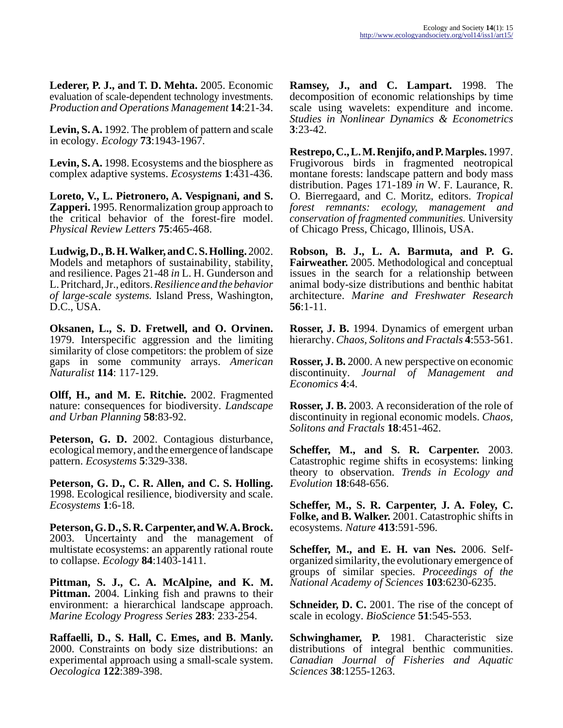**Lederer, P. J., and T. D. Mehta.** 2005. Economic evaluation of scale-dependent technology investments. *Production and Operations Management* **14**:21-34.

**Levin, S. A.** 1992. The problem of pattern and scale in ecology. *Ecology* **73**:1943-1967.

**Levin, S. A.** 1998. Ecosystems and the biosphere as complex adaptive systems. *Ecosystems* **1**:431-436.

**Loreto, V., L. Pietronero, A. Vespignani, and S. Zapperi.** 1995. Renormalization group approach to the critical behavior of the forest-fire model. *Physical Review Letters* **75**:465-468.

**Ludwig, D., B. H. Walker, and C. S. Holling.** 2002. Models and metaphors of sustainability, stability, and resilience. Pages 21-48 *in* L. H. Gunderson and L. Pritchard, Jr., editors. *Resilience and the behavior of large-scale systems.* Island Press, Washington, D.C., USA.

**Oksanen, L., S. D. Fretwell, and O. Orvinen.** 1979. Interspecific aggression and the limiting similarity of close competitors: the problem of size gaps in some community arrays. *American Naturalist* **114**: 117-129.

**Olff, H., and M. E. Ritchie.** 2002. Fragmented nature: consequences for biodiversity. *Landscape and Urban Planning* **58**:83-92.

**Peterson, G. D.** 2002. Contagious disturbance, ecological memory, and the emergence of landscape pattern. *Ecosystems* **5**:329-338.

**Peterson, G. D., C. R. Allen, and C. S. Holling.** 1998. Ecological resilience, biodiversity and scale. *Ecosystems* **1**:6-18.

**Peterson, G. D., S. R. Carpenter, and W. A. Brock.** 2003. Uncertainty and the management of multistate ecosystems: an apparently rational route to collapse. *Ecology* **84**:1403-1411.

**Pittman, S. J., C. A. McAlpine, and K. M. Pittman.** 2004. Linking fish and prawns to their environment: a hierarchical landscape approach. *Marine Ecology Progress Series* **283**: 233-254.

**Raffaelli, D., S. Hall, C. Emes, and B. Manly.** 2000. Constraints on body size distributions: an experimental approach using a small-scale system. *Oecologica* **122**:389-398.

**Ramsey, J., and C. Lampart.** 1998. The decomposition of economic relationships by time scale using wavelets: expenditure and income. *Studies in Nonlinear Dynamics & Econometrics* **3**:23-42.

**Restrepo, C., L. M. Renjifo, and P. Marples.** 1997. Frugivorous birds in fragmented neotropical montane forests: landscape pattern and body mass distribution. Pages 171-189 *in* W. F. Laurance, R. O. Bierregaard, and C. Moritz, editors. *Tropical forest remnants: ecology, management and conservation of fragmented communities.* University of Chicago Press, Chicago, Illinois, USA.

**Robson, B. J., L. A. Barmuta, and P. G. Fairweather.** 2005. Methodological and conceptual issues in the search for a relationship between animal body-size distributions and benthic habitat architecture. *Marine and Freshwater Research* **56**:1-11.

**Rosser, J. B.** 1994. Dynamics of emergent urban hierarchy. *Chaos, Solitons and Fractals* **4**:553-561.

**Rosser, J. B.** 2000. A new perspective on economic discontinuity. *Journal of Management and Economics* **4**:4.

**Rosser, J. B.** 2003. A reconsideration of the role of discontinuity in regional economic models. *Chaos, Solitons and Fractals* **18**:451-462.

**Scheffer, M., and S. R. Carpenter.** 2003. Catastrophic regime shifts in ecosystems: linking theory to observation. *Trends in Ecology and Evolution* **18**:648-656.

**Scheffer, M., S. R. Carpenter, J. A. Foley, C. Folke, and B. Walker.** 2001. Catastrophic shifts in ecosystems. *Nature* **413**:591-596.

**Scheffer, M., and E. H. van Nes.** 2006. Self-organized similarity, the evolutionary emergence of groups of similar species. *Proceedings of the National Academy of Sciences* **103**:6230-6235.

**Schneider, D. C.** 2001. The rise of the concept of scale in ecology. *BioScience* **51**:545-553.

**Schwinghamer, P.** 1981. Characteristic size distributions of integral benthic communities. *Canadian Journal of Fisheries and Aquatic Sciences* **38**:1255-1263.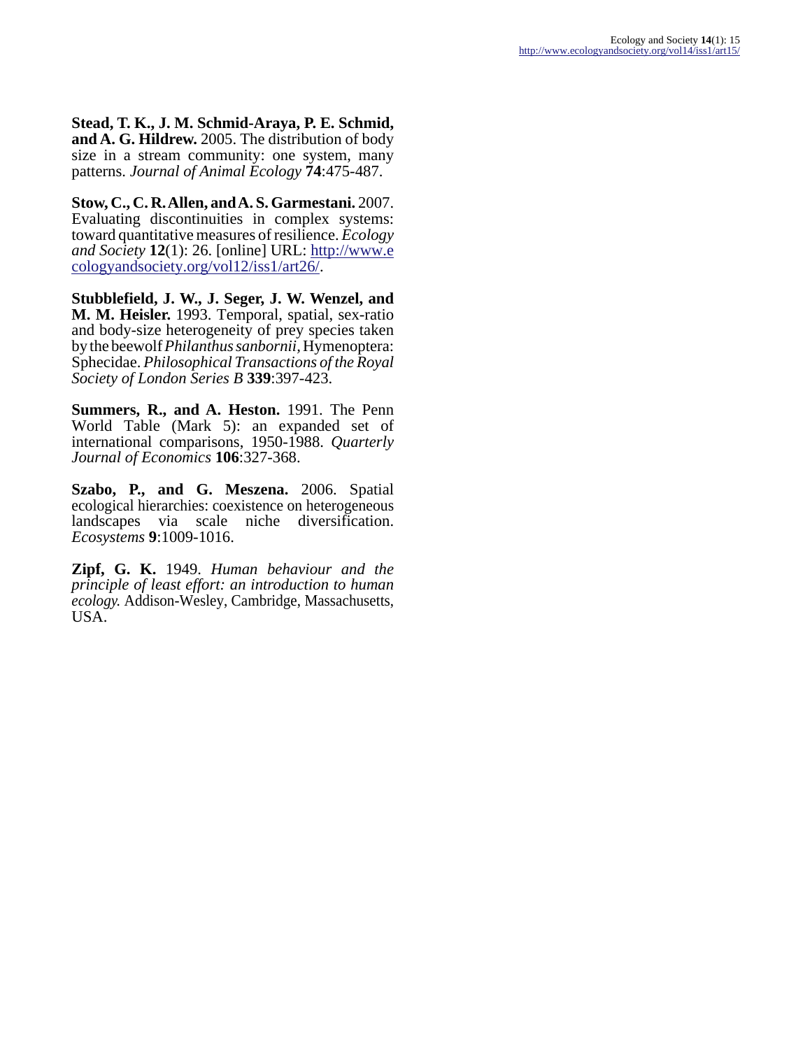**Stead, T. K., J. M. Schmid-Araya, P. E. Schmid, and A. G. Hildrew.** 2005. The distribution of body size in a stream community: one system, many patterns. *Journal of Animal Ecology* **74**:475-487.

**Stow, C., C. R. Allen, and A. S. Garmestani.** 2007. Evaluating discontinuities in complex systems: toward quantitative measures of resilience. *Ecology and Society* **12**(1): 26. [online] URL: http://www.ecologyandsociety.org/vol12/iss1/art26/.

**Stubblefield, J. W., J. Seger, J. W. Wenzel, and M. M. Heisler.** 1993. Temporal, spatial, sex-ratio and body-size heterogeneity of prey species taken by the beewolf *Philanthus sanbornii*, Hymenoptera: Sphecidae. *Philosophical Transactions of the Royal Society of London Series B* **339**:397-423.

**Summers, R., and A. Heston.** 1991. The Penn World Table (Mark 5): an expanded set of international comparisons, 1950-1988. *Quarterly Journal of Economics* **106**:327-368.

**Szabo, P., and G. Meszena.** 2006. Spatial ecological hierarchies: coexistence on heterogeneous landscapes via scale niche diversification. *Ecosystems* **9**:1009-1016.

**Zipf, G. K.** 1949. *Human behaviour and the principle of least effort: an introduction to human ecology.* Addison-Wesley, Cambridge, Massachusetts, USA.